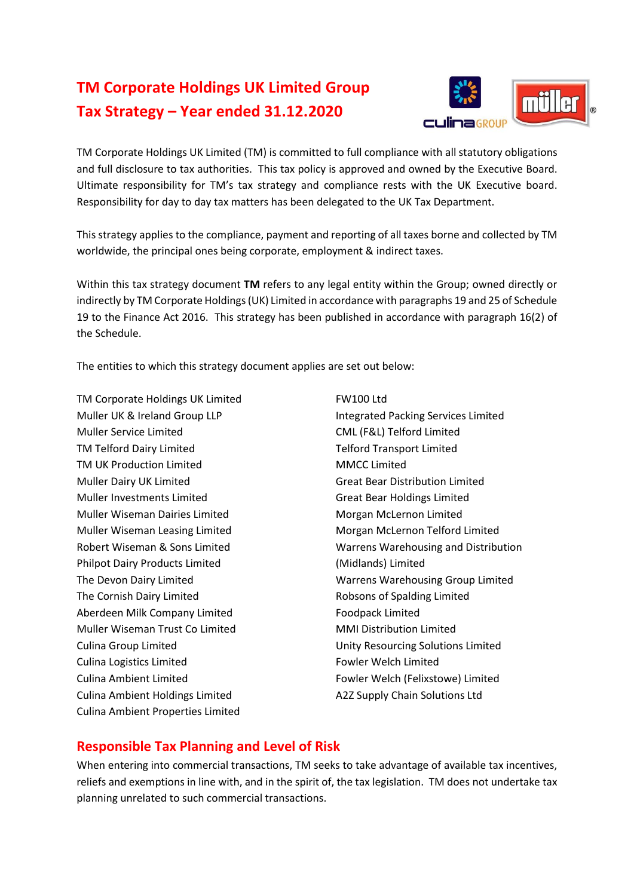# TM Corporate Holdings UK Limited Group Tax Strategy – Year ended 31.12.2020

TM Corporate Holdings UK Limited (TM) is committed to full compliance with all statutory obligations and full disclosure to tax authorities. This tax policy is approved and owned by the Executive Board. Ultimate responsibility for TM's tax strategy and compliance rests with the UK Executive board. Responsibility for day to day tax matters has been delegated to the UK Tax Department.

This strategy applies to the compliance, payment and reporting of all taxes borne and collected by TM worldwide, the principal ones being corporate, employment & indirect taxes.

Within this tax strategy document **TM** refers to any legal entity within the Group; owned directly or indirectly by TM Corporate Holdings (UK) Limited in accordance with paragraphs 19 and 25 of Schedule 19 to the Finance Act 2016. This strategy has been published in accordance with paragraph 16(2) of the Schedule.

The entities to which this strategy document applies are set out below:

- TM Corporate Holdings UK Limited
- Muller UK & Ireland Group LLP
- Muller Service Limited
- TM Telford Dairy Limited
- TM UK Production Limited
- Muller Dairy UK Limited
- Muller Investments Limited
- Muller Wiseman Dairies Limited
- Muller Wiseman Leasing Limited
- Robert Wiseman & Sons Limited
- Philpot Dairy Products Limited
- The Devon Dairy Limited
- The Cornish Dairy Limited
- Aberdeen Milk Company Limited
- Muller Wiseman Trust Co Limited
- Culina Group Limited
- Culina Logistics Limited
- Culina Ambient Limited
- Culina Ambient Holdings Limited
- Culina Ambient Properties Limited
- FW100 Ltd
- Integrated Packing Services Limited
- CML (F&L) Telford Limited
- Telford Transport Limited
- MMCC Limited
- Great Bear Distribution Limited
- Great Bear Holdings Limited
- Morgan McLernon Limited
- Morgan McLernon Telford Limited
- Warrens Warehousing and Distribution (Midlands) Limited
- Warrens Warehousing Group Limited
- Robsons of Spalding Limited
- Foodpack Limited
- MMI Distribution Limited
- Unity Resourcing Solutions Limited
- Fowler Welch Limited
- Fowler Welch (Felixstowe) Limited
- A2Z Supply Chain Solutions Ltd

## Responsible Tax Planning and Level of Risk

When entering into commercial transactions, TM seeks to take advantage of available tax incentives, reliefs and exemptions in line with, and in the spirit of, the tax legislation. TM does not undertake tax planning unrelated to such commercial transactions.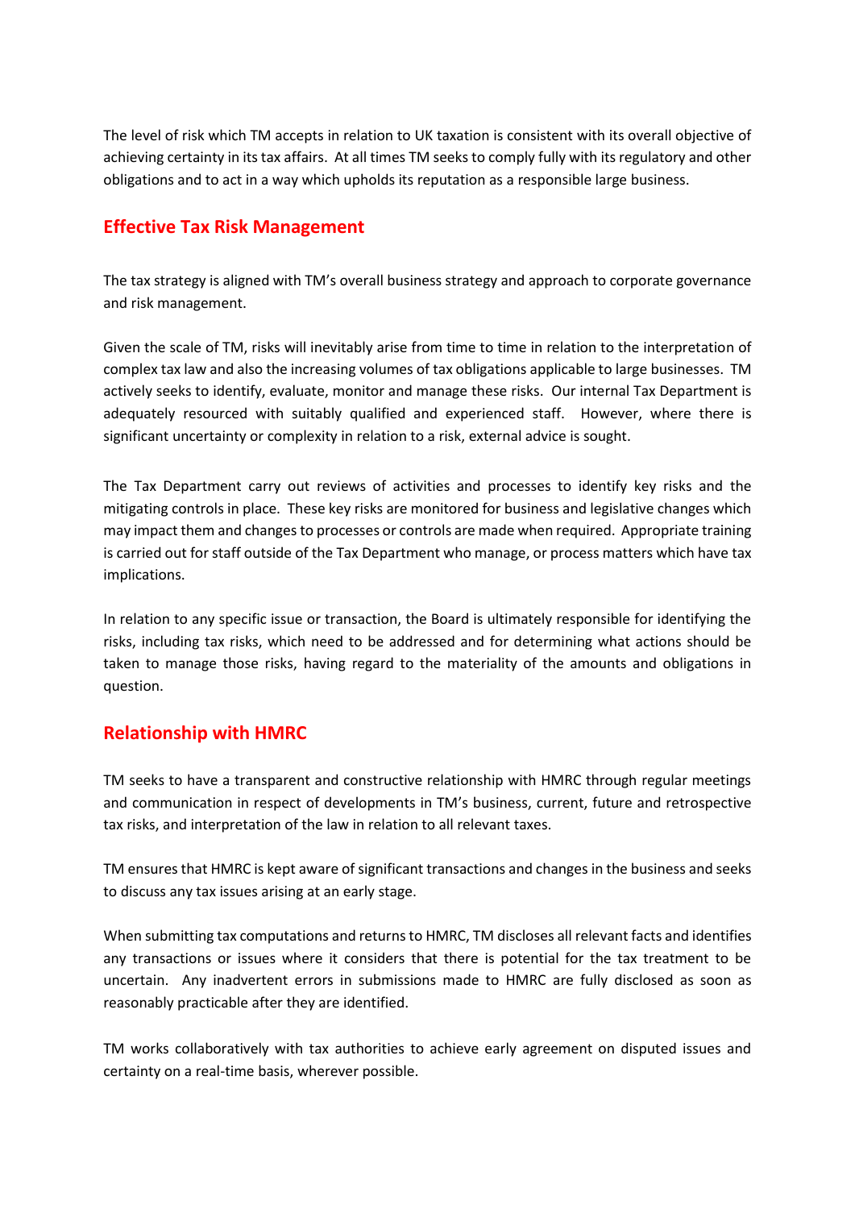The level of risk which TM accepts in relation to UK taxation is consistent with its overall objective of achieving certainty in its tax affairs. At all times TM seeks to comply fully with its regulatory and other obligations and to act in a way which upholds its reputation as a responsible large business.

## Effective Tax Risk Management

The tax strategy is aligned with TM's overall business strategy and approach to corporate governance and risk management.

Given the scale of TM, risks will inevitably arise from time to time in relation to the interpretation of complex tax law and also the increasing volumes of tax obligations applicable to large businesses. TM actively seeks to identify, evaluate, monitor and manage these risks. Our internal Tax Department is adequately resourced with suitably qualified and experienced staff. However, where there is significant uncertainty or complexity in relation to a risk, external advice is sought.

The Tax Department carry out reviews of activities and processes to identify key risks and the mitigating controls in place. These key risks are monitored for business and legislative changes which may impact them and changes to processes or controls are made when required. Appropriate training is carried out for staff outside of the Tax Department who manage, or process matters which have tax implications.

In relation to any specific issue or transaction, the Board is ultimately responsible for identifying the risks, including tax risks, which need to be addressed and for determining what actions should be taken to manage those risks, having regard to the materiality of the amounts and obligations in question.

## Relationship with HMRC

TM seeks to have a transparent and constructive relationship with HMRC through regular meetings and communication in respect of developments in TM's business, current, future and retrospective tax risks, and interpretation of the law in relation to all relevant taxes.

TM ensures that HMRC is kept aware of significant transactions and changes in the business and seeks to discuss any tax issues arising at an early stage.

When submitting tax computations and returns to HMRC, TM discloses all relevant facts and identifies any transactions or issues where it considers that there is potential for the tax treatment to be uncertain. Any inadvertent errors in submissions made to HMRC are fully disclosed as soon as reasonably practicable after they are identified.

TM works collaboratively with tax authorities to achieve early agreement on disputed issues and certainty on a real-time basis, wherever possible.